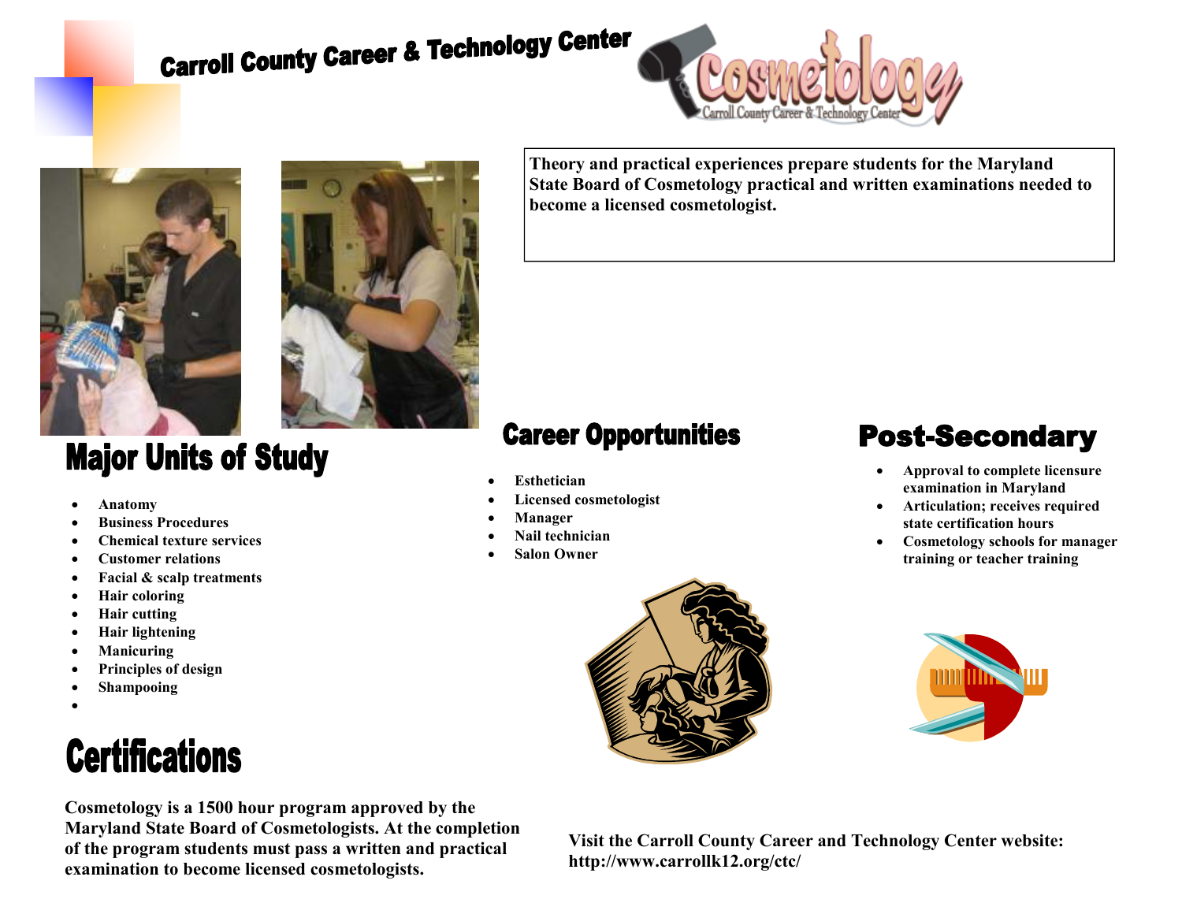# Carroll County Career & Technology Center

Cosmetology

Carroll County Career & Technology Center

**Theory and practical experiences prepare students for the Maryland State Board of Cosmetology practical and written examinations needed to become a licensed cosmetologist.**

## Major Units of Study

- **Anatomy**
- **Business Procedures**
- **Chemical texture services**
- **Customer relations**
- **Facial & scalp treatments**
- **Hair coloring**
- **Hair cutting**
- **Hair lightening**
- **Manicuring**
- **Principles of design**
- **Shampooing**

## Career Opportunities

- **Esthetician**
- **Licensed cosmetologist**
- **Manager**
- **Nail technician**
- **Salon Owner**

## Post-Secondary

- **Approval to complete licensure examination in Maryland**
- **Articulation; receives required state certification hours**
- **Cosmetology schools for manager training or teacher training**

## Certifications

**Cosmetology is a 1500 hour program approved by the Maryland State Board of Cosmetologists. At the completion of the program students must pass a written and practical examination to become licensed cosmetologists.**

**Visit the Carroll County Career and Technology Center website: http://www.carrollk12.org/ctc/**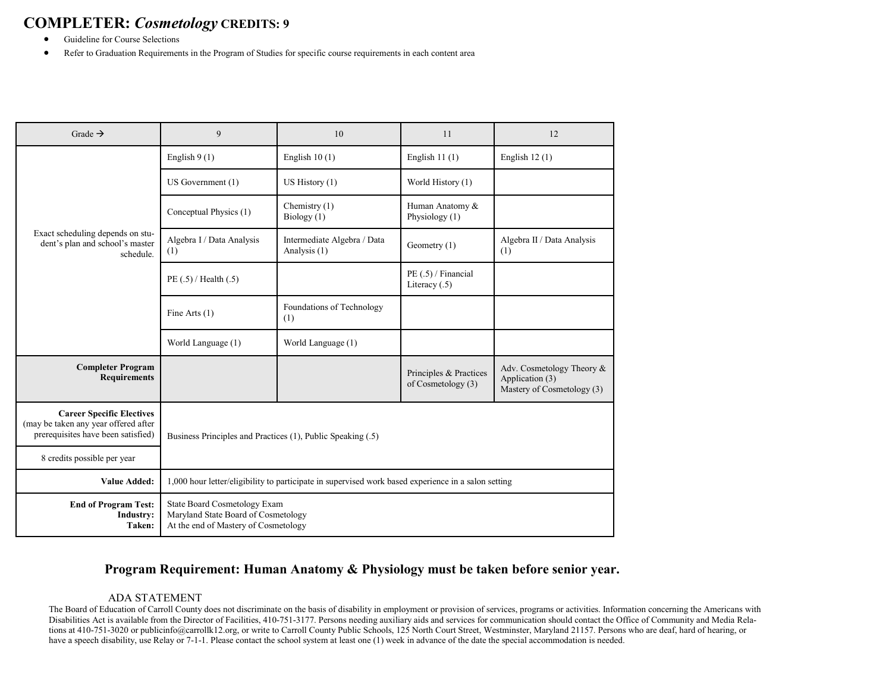# COMPLETER: *Cosmetology* CREDITS: 9

- Guideline for Course Selections
- Refer to Graduation Requirements in the Program of Studies for specific course requirements in each content area

| Grade → | 9 | 10 | 11 | 12 |
|---|---|---|---|---|
| Exact scheduling depends on student's plan and school's master schedule. | English 9 (1) | English 10 (1) | English 11 (1) | English 12 (1) |
| | US Government (1) | US History (1) | World History (1) | |
| | Conceptual Physics (1) | Chemistry (1)<br>Biology (1) | Human Anatomy & Physiology (1) | |
| | Algebra I / Data Analysis (1) | Intermediate Algebra / Data Analysis (1) | Geometry (1) | Algebra II / Data Analysis (1) |
| | PE (.5) / Health (.5) | | PE (.5) / Financial Literacy (.5) | |
| | Fine Arts (1) | Foundations of Technology (1) | | |
| | World Language (1) | World Language (1) | | |
| **Completer Program Requirements** | | | Principles & Practices of Cosmetology (3) | Adv. Cosmetology Theory & Application (3)<br>Mastery of Cosmetology (3) |
| **Career Specific Electives** (may be taken any year offered after prerequisites have been satisfied)<br>8 credits possible per year | Business Principles and Practices (1), Public Speaking (.5) | | | |
| **Value Added:** | 1,000 hour letter/eligibility to participate in supervised work based experience in a salon setting | | | |
| **End of Program Test:**<br>**Industry:**<br>**Taken:** | State Board Cosmetology Exam<br>Maryland State Board of Cosmetology<br>At the end of Mastery of Cosmetology | | | |

**Program Requirement: Human Anatomy & Physiology must be taken before senior year.**

ADA STATEMENT

The Board of Education of Carroll County does not discriminate on the basis of disability in employment or provision of services, programs or activities. Information concerning the Americans with Disabilities Act is available from the Director of Facilities, 410-751-3177. Persons needing auxiliary aids and services for communication should contact the Office of Community and Media Relations at 410-751-3020 or publicinfo@carrollk12.org, or write to Carroll County Public Schools, 125 North Court Street, Westminster, Maryland 21157. Persons who are deaf, hard of hearing, or have a speech disability, use Relay or 7-1-1. Please contact the school system at least one (1) week in advance of the date the special accommodation is needed.